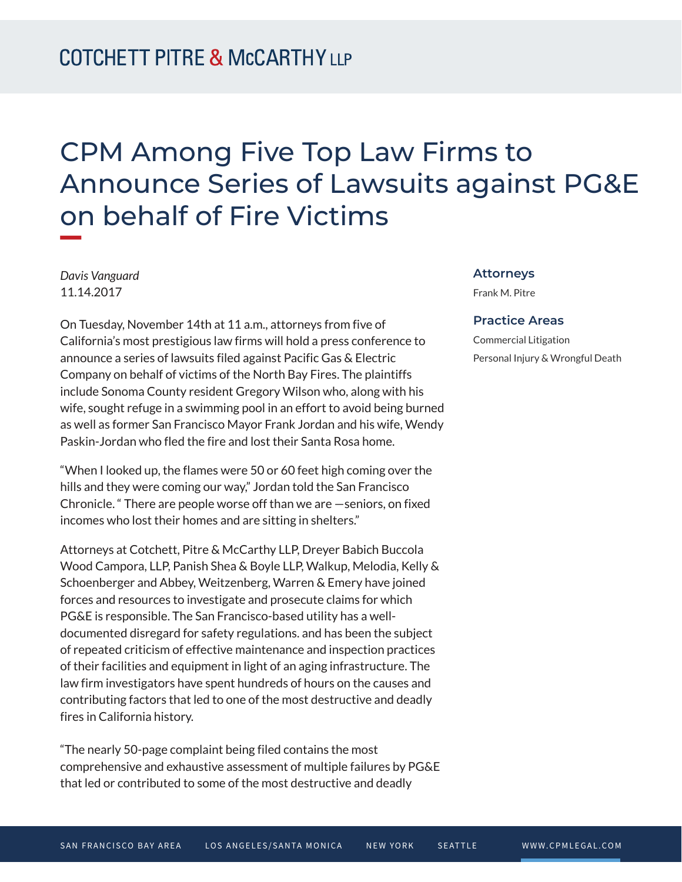# CPM Among Five Top Law Firms to Announce Series of Lawsuits against PG&E on behalf of Fire Victims

*Davis Vanguard*
11.14.2017

On Tuesday, November 14th at 11 a.m., attorneys from five of California's most prestigious law firms will hold a press conference to announce a series of lawsuits filed against Pacific Gas & Electric Company on behalf of victims of the North Bay Fires. The plaintiffs include Sonoma County resident Gregory Wilson who, along with his wife, sought refuge in a swimming pool in an effort to avoid being burned as well as former San Francisco Mayor Frank Jordan and his wife, Wendy Paskin-Jordan who fled the fire and lost their Santa Rosa home.

"When I looked up, the flames were 50 or 60 feet high coming over the hills and they were coming our way," Jordan told the San Francisco Chronicle. " There are people worse off than we are —seniors, on fixed incomes who lost their homes and are sitting in shelters."

Attorneys at Cotchett, Pitre & McCarthy LLP, Dreyer Babich Buccola Wood Campora, LLP, Panish Shea & Boyle LLP, Walkup, Melodia, Kelly & Schoenberger and Abbey, Weitzenberg, Warren & Emery have joined forces and resources to investigate and prosecute claims for which PG&E is responsible. The San Francisco-based utility has a well-documented disregard for safety regulations. and has been the subject of repeated criticism of effective maintenance and inspection practices of their facilities and equipment in light of an aging infrastructure. The law firm investigators have spent hundreds of hours on the causes and contributing factors that led to one of the most destructive and deadly fires in California history.

"The nearly 50-page complaint being filed contains the most comprehensive and exhaustive assessment of multiple failures by PG&E that led or contributed to some of the most destructive and deadly

### Attorneys

Frank M. Pitre

### Practice Areas

Commercial Litigation

Personal Injury & Wrongful Death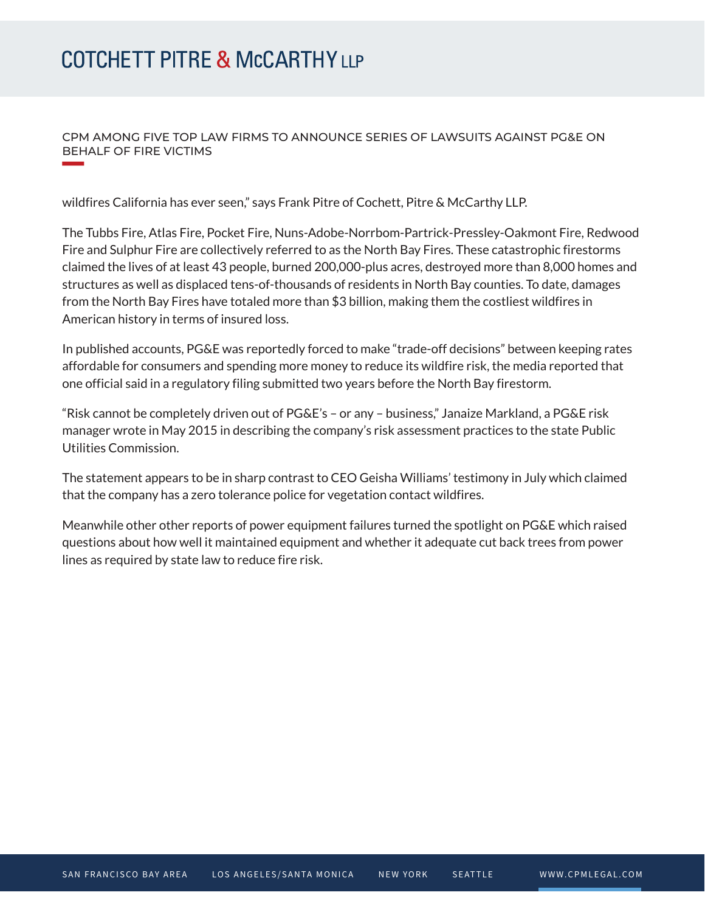wildfires California has ever seen," says Frank Pitre of Cochett, Pitre & McCarthy LLP.

The Tubbs Fire, Atlas Fire, Pocket Fire, Nuns-Adobe-Norrbom-Partrick-Pressley-Oakmont Fire, Redwood Fire and Sulphur Fire are collectively referred to as the North Bay Fires. These catastrophic firestorms claimed the lives of at least 43 people, burned 200,000-plus acres, destroyed more than 8,000 homes and structures as well as displaced tens-of-thousands of residents in North Bay counties. To date, damages from the North Bay Fires have totaled more than $3 billion, making them the costliest wildfires in American history in terms of insured loss.

In published accounts, PG&E was reportedly forced to make "trade-off decisions" between keeping rates affordable for consumers and spending more money to reduce its wildfire risk, the media reported that one official said in a regulatory filing submitted two years before the North Bay firestorm.

"Risk cannot be completely driven out of PG&E's – or any – business," Janaize Markland, a PG&E risk manager wrote in May 2015 in describing the company's risk assessment practices to the state Public Utilities Commission.

The statement appears to be in sharp contrast to CEO Geisha Williams' testimony in July which claimed that the company has a zero tolerance police for vegetation contact wildfires.

Meanwhile other other reports of power equipment failures turned the spotlight on PG&E which raised questions about how well it maintained equipment and whether it adequate cut back trees from power lines as required by state law to reduce fire risk.